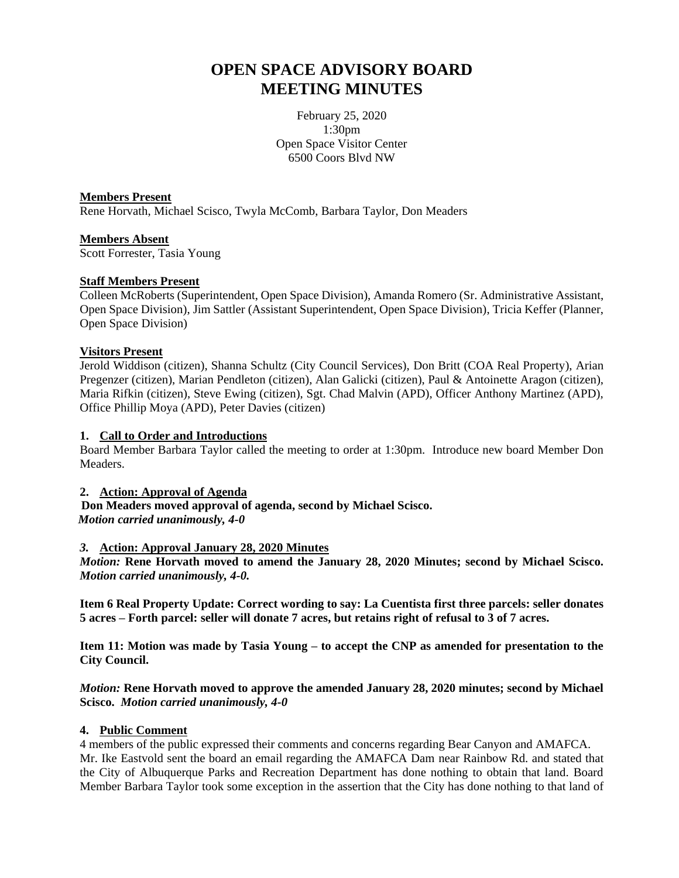# OPEN SPACE ADVISORY BOARD
# MEETING MINUTES

February 25, 2020
1:30pm
Open Space Visitor Center
6500 Coors Blvd NW

**Members Present**
Rene Horvath, Michael Scisco, Twyla McComb, Barbara Taylor, Don Meaders

**Members Absent**
Scott Forrester, Tasia Young

**Staff Members Present**
Colleen McRoberts (Superintendent, Open Space Division), Amanda Romero (Sr. Administrative Assistant, Open Space Division), Jim Sattler (Assistant Superintendent, Open Space Division), Tricia Keffer (Planner, Open Space Division)

**Visitors Present**
Jerold Widdison (citizen), Shanna Schultz (City Council Services), Don Britt (COA Real Property), Arian Pregenzer (citizen), Marian Pendleton (citizen), Alan Galicki (citizen), Paul & Antoinette Aragon (citizen), Maria Rifkin (citizen), Steve Ewing (citizen), Sgt. Chad Malvin (APD), Officer Anthony Martinez (APD), Office Phillip Moya (APD), Peter Davies (citizen)

**1. Call to Order and Introductions**
Board Member Barbara Taylor called the meeting to order at 1:30pm. Introduce new board Member Don Meaders.

**2. Action: Approval of Agenda**
**Don Meaders moved approval of agenda, second by Michael Scisco.**
***Motion carried unanimously, 4-0***

***3.* Action: Approval January 28, 2020 Minutes**
***Motion:*** **Rene Horvath moved to amend the January 28, 2020 Minutes; second by Michael Scisco.** ***Motion carried unanimously, 4-0.***

**Item 6 Real Property Update: Correct wording to say: La Cuentista first three parcels: seller donates 5 acres – Forth parcel: seller will donate 7 acres, but retains right of refusal to 3 of 7 acres.**

**Item 11: Motion was made by Tasia Young – to accept the CNP as amended for presentation to the City Council.**

***Motion:*** **Rene Horvath moved to approve the amended January 28, 2020 minutes; second by Michael Scisco.** ***Motion carried unanimously, 4-0***

**4. Public Comment**
4 members of the public expressed their comments and concerns regarding Bear Canyon and AMAFCA.
Mr. Ike Eastvold sent the board an email regarding the AMAFCA Dam near Rainbow Rd. and stated that the City of Albuquerque Parks and Recreation Department has done nothing to obtain that land. Board Member Barbara Taylor took some exception in the assertion that the City has done nothing to that land of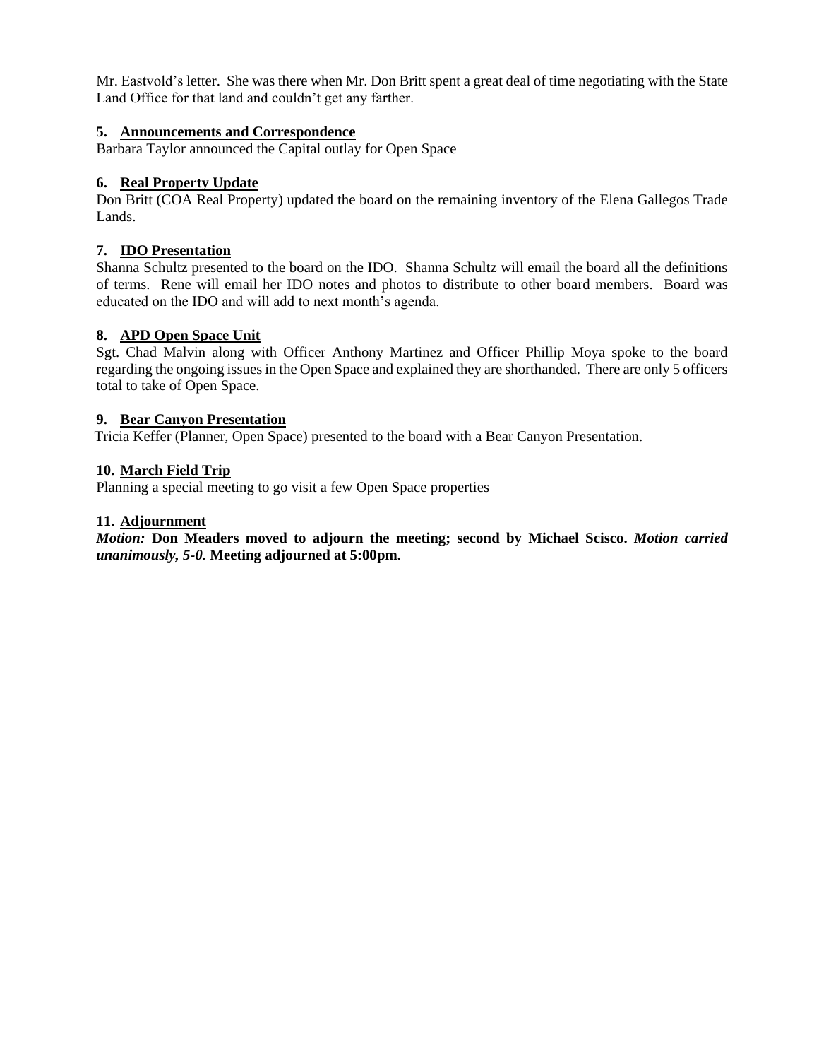Mr. Eastvold's letter. She was there when Mr. Don Britt spent a great deal of time negotiating with the State Land Office for that land and couldn't get any farther.

**5. Announcements and Correspondence**

Barbara Taylor announced the Capital outlay for Open Space

**6. Real Property Update**

Don Britt (COA Real Property) updated the board on the remaining inventory of the Elena Gallegos Trade Lands.

**7. IDO Presentation**

Shanna Schultz presented to the board on the IDO. Shanna Schultz will email the board all the definitions of terms. Rene will email her IDO notes and photos to distribute to other board members. Board was educated on the IDO and will add to next month's agenda.

**8. APD Open Space Unit**

Sgt. Chad Malvin along with Officer Anthony Martinez and Officer Phillip Moya spoke to the board regarding the ongoing issues in the Open Space and explained they are shorthanded. There are only 5 officers total to take of Open Space.

**9. Bear Canyon Presentation**

Tricia Keffer (Planner, Open Space) presented to the board with a Bear Canyon Presentation.

**10. March Field Trip**

Planning a special meeting to go visit a few Open Space properties

**11. Adjournment**

***Motion:*** **Don Meaders moved to adjourn the meeting; second by Michael Scisco.** ***Motion carried unanimously, 5-0.*** **Meeting adjourned at 5:00pm.**